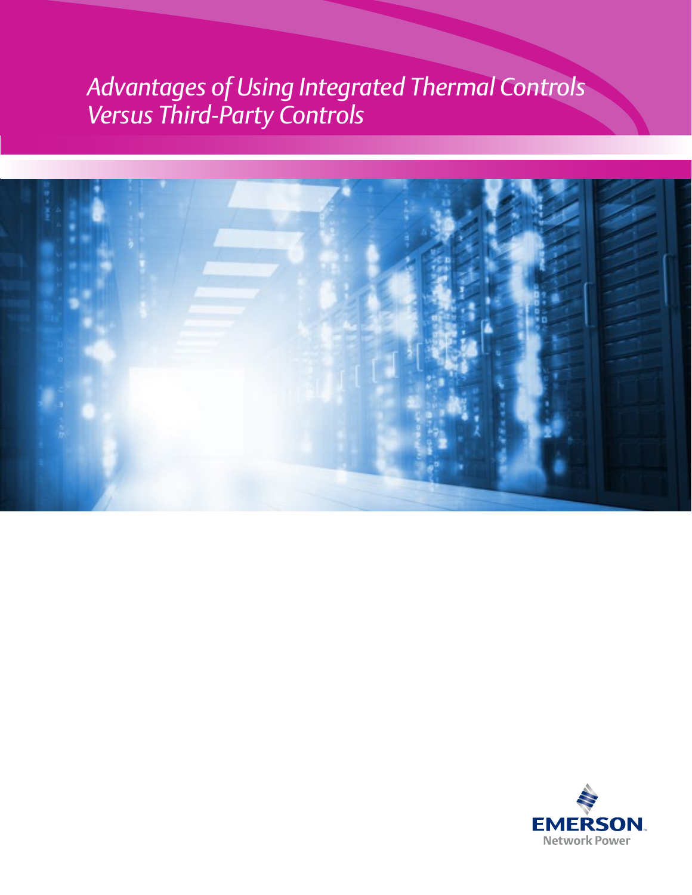# *Advantages of Using Integrated Thermal Controls Versus Third-Party Controls*

EMERSON
Network Power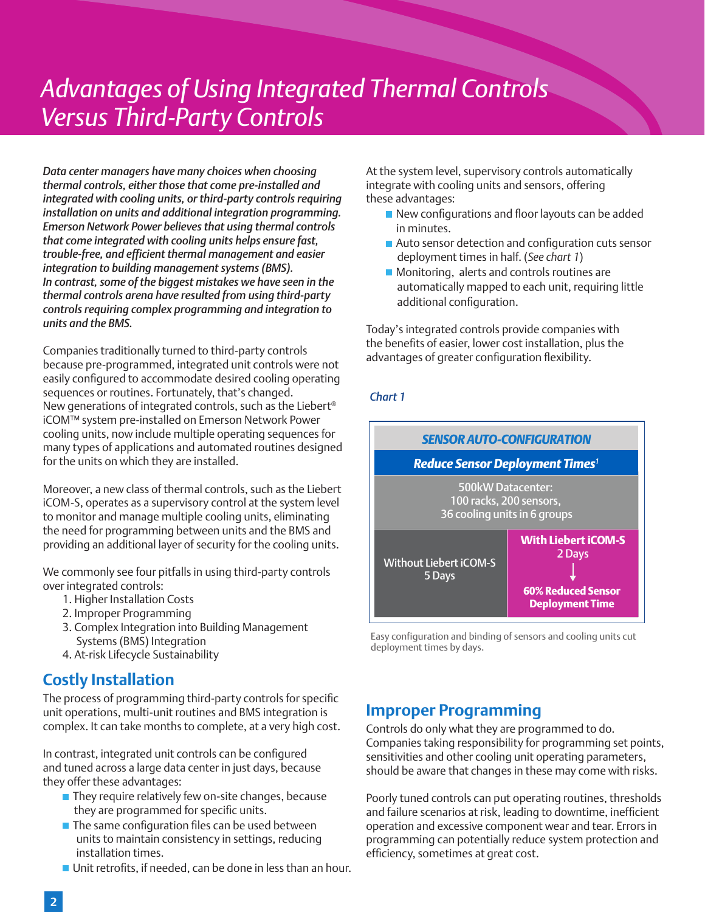# Advantages of Using Integrated Thermal Controls Versus Third-Party Controls

*Data center managers have many choices when choosing thermal controls, either those that come pre-installed and integrated with cooling units, or third-party controls requiring installation on units and additional integration programming. Emerson Network Power believes that using thermal controls that come integrated with cooling units helps ensure fast, trouble-free, and efficient thermal management and easier integration to building management systems (BMS). In contrast, some of the biggest mistakes we have seen in the thermal controls arena have resulted from using third-party controls requiring complex programming and integration to units and the BMS.*

Companies traditionally turned to third-party controls because pre-programmed, integrated unit controls were not easily configured to accommodate desired cooling operating sequences or routines. Fortunately, that's changed. New generations of integrated controls, such as the Liebert® iCOM™ system pre-installed on Emerson Network Power cooling units, now include multiple operating sequences for many types of applications and automated routines designed for the units on which they are installed.

Moreover, a new class of thermal controls, such as the Liebert iCOM-S, operates as a supervisory control at the system level to monitor and manage multiple cooling units, eliminating the need for programming between units and the BMS and providing an additional layer of security for the cooling units.

We commonly see four pitfalls in using third-party controls over integrated controls:

1. Higher Installation Costs
2. Improper Programming
3. Complex Integration into Building Management Systems (BMS) Integration
4. At-risk Lifecycle Sustainability

## Costly Installation

The process of programming third-party controls for specific unit operations, multi-unit routines and BMS integration is complex. It can take months to complete, at a very high cost.

In contrast, integrated unit controls can be configured and tuned across a large data center in just days, because they offer these advantages:

- They require relatively few on-site changes, because they are programmed for specific units.
- The same configuration files can be used between units to maintain consistency in settings, reducing installation times.
- Unit retrofits, if needed, can be done in less than an hour.

At the system level, supervisory controls automatically integrate with cooling units and sensors, offering these advantages:

- New configurations and floor layouts can be added in minutes.
- Auto sensor detection and configuration cuts sensor deployment times in half. (*See chart 1*)
- Monitoring, alerts and controls routines are automatically mapped to each unit, requiring little additional configuration.

Today's integrated controls provide companies with the benefits of easier, lower cost installation, plus the advantages of greater configuration flexibility.

*Chart 1*

| ***SENSOR AUTO-CONFIGURATION*** | |
|---|---|
| ***Reduce Sensor Deployment Times***[1] | |
| 500kW Datacenter: 100 racks, 200 sensors, 36 cooling units in 6 groups | |
| Without Liebert iCOM-S 5 Days | **With Liebert iCOM-S** 2 Days ↓ **60% Reduced Sensor Deployment Time** |

Easy configuration and binding of sensors and cooling units cut deployment times by days.

## Improper Programming

Controls do only what they are programmed to do. Companies taking responsibility for programming set points, sensitivities and other cooling unit operating parameters, should be aware that changes in these may come with risks.

Poorly tuned controls can put operating routines, thresholds and failure scenarios at risk, leading to downtime, inefficient operation and excessive component wear and tear. Errors in programming can potentially reduce system protection and efficiency, sometimes at great cost.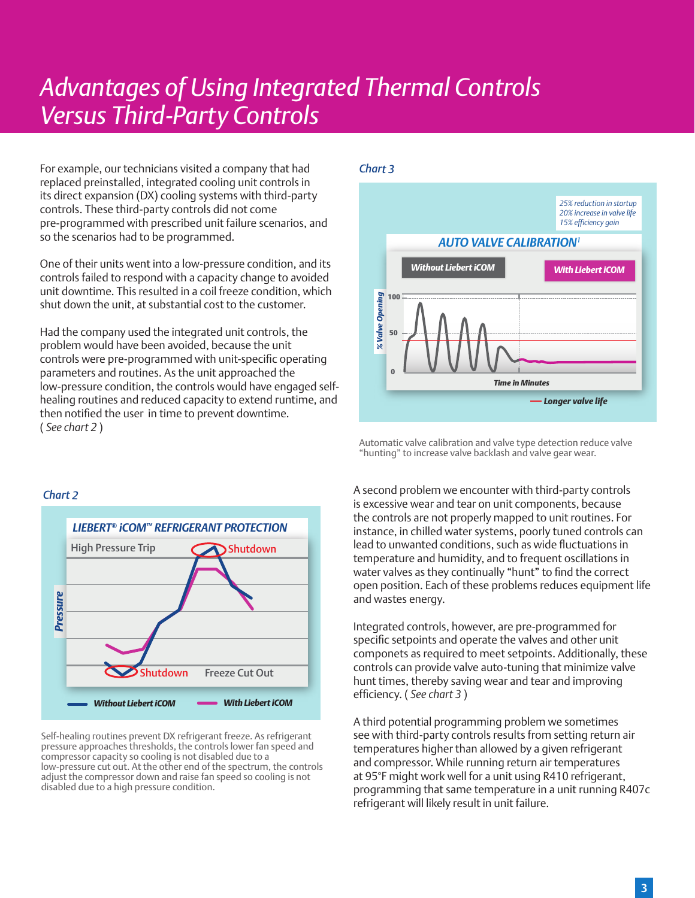# Advantages of Using Integrated Thermal Controls Versus Third-Party Controls

For example, our technicians visited a company that had replaced preinstalled, integrated cooling unit controls in its direct expansion (DX) cooling systems with third-party controls. These third-party controls did not come pre-programmed with prescribed unit failure scenarios, and so the scenarios had to be programmed.

One of their units went into a low-pressure condition, and its controls failed to respond with a capacity change to avoided unit downtime. This resulted in a coil freeze condition, which shut down the unit, at substantial cost to the customer.

Had the company used the integrated unit controls, the problem would have been avoided, because the unit controls were pre-programmed with unit-specific operating parameters and routines. As the unit approached the low-pressure condition, the controls would have engaged self-healing routines and reduced capacity to extend runtime, and then notified the user in time to prevent downtime. ( *See chart 2* )

*Chart 2*

**LIEBERT® iCOM™ REFRIGERANT PROTECTION**

Self-healing routines prevent DX refrigerant freeze. As refrigerant pressure approaches thresholds, the controls lower fan speed and compressor capacity so cooling is not disabled due to a low-pressure cut out. At the other end of the spectrum, the controls adjust the compressor down and raise fan speed so cooling is not disabled due to a high pressure condition.

*Chart 3*

**AUTO VALVE CALIBRATION[1]**

*25% reduction in startup*
*20% increase in valve life*
*15% efficiency gain*

Automatic valve calibration and valve type detection reduce valve "hunting" to increase valve backlash and valve gear wear.

A second problem we encounter with third-party controls is excessive wear and tear on unit components, because the controls are not properly mapped to unit routines. For instance, in chilled water systems, poorly tuned controls can lead to unwanted conditions, such as wide fluctuations in temperature and humidity, and to frequent oscillations in water valves as they continually "hunt" to find the correct open position. Each of these problems reduces equipment life and wastes energy.

Integrated controls, however, are pre-programmed for specific setpoints and operate the valves and other unit componets as required to meet setpoints. Additionally, these controls can provide valve auto-tuning that minimize valve hunt times, thereby saving wear and tear and improving efficiency. ( *See chart 3* )

A third potential programming problem we sometimes see with third-party controls results from setting return air temperatures higher than allowed by a given refrigerant and compressor. While running return air temperatures at 95°F might work well for a unit using R410 refrigerant, programming that same temperature in a unit running R407c refrigerant will likely result in unit failure.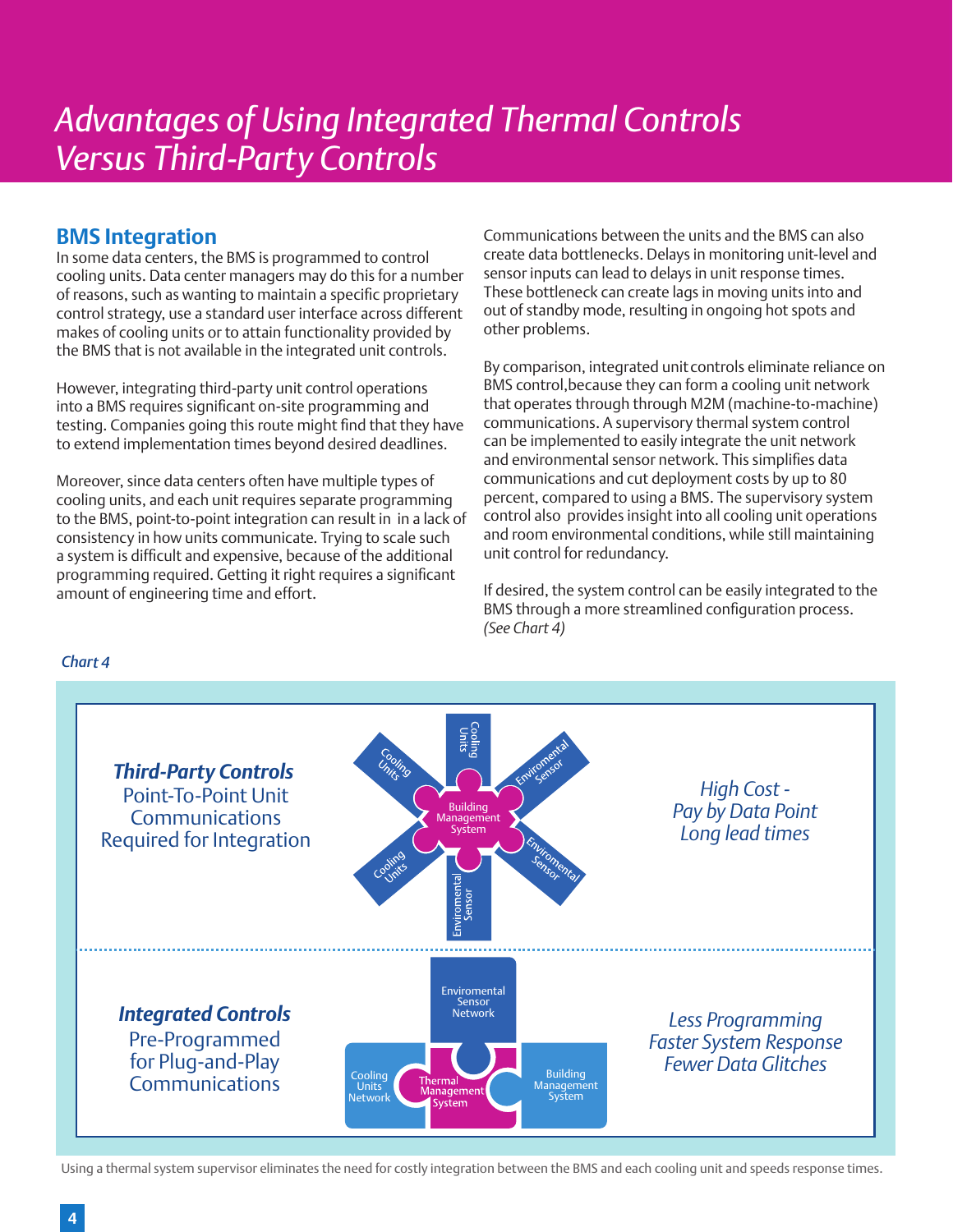# Advantages of Using Integrated Thermal Controls Versus Third-Party Controls

## BMS Integration

In some data centers, the BMS is programmed to control cooling units. Data center managers may do this for a number of reasons, such as wanting to maintain a specific proprietary control strategy, use a standard user interface across different makes of cooling units or to attain functionality provided by the BMS that is not available in the integrated unit controls.

However, integrating third-party unit control operations into a BMS requires significant on-site programming and testing. Companies going this route might find that they have to extend implementation times beyond desired deadlines.

Moreover, since data centers often have multiple types of cooling units, and each unit requires separate programming to the BMS, point-to-point integration can result in in a lack of consistency in how units communicate. Trying to scale such a system is difficult and expensive, because of the additional programming required. Getting it right requires a significant amount of engineering time and effort.

Communications between the units and the BMS can also create data bottlenecks. Delays in monitoring unit-level and sensor inputs can lead to delays in unit response times. These bottleneck can create lags in moving units into and out of standby mode, resulting in ongoing hot spots and other problems.

By comparison, integrated unit controls eliminate reliance on BMS control,because they can form a cooling unit network that operates through through M2M (machine-to-machine) communications. A supervisory thermal system control can be implemented to easily integrate the unit network and environmental sensor network. This simplifies data communications and cut deployment costs by up to 80 percent, compared to using a BMS. The supervisory system control also provides insight into all cooling unit operations and room environmental conditions, while still maintaining unit control for redundancy.

If desired, the system control can be easily integrated to the BMS through a more streamlined configuration process. *(See Chart 4)*

*Chart 4*

***Third-Party Controls***
Point-To-Point Unit Communications Required for Integration

Building Management System — Cooling Units, Cooling Units, Cooling Units, Enviromental Sensor, Enviromental Sensor, Enviromental Sensor

*High Cost - Pay by Data Point*
*Long lead times*

***Integrated Controls***
Pre-Programmed for Plug-and-Play Communications

Enviromental Sensor Network — Cooling Units Network — Thermal Management System — Building Management System

*Less Programming*
*Faster System Response*
*Fewer Data Glitches*

Using a thermal system supervisor eliminates the need for costly integration between the BMS and each cooling unit and speeds response times.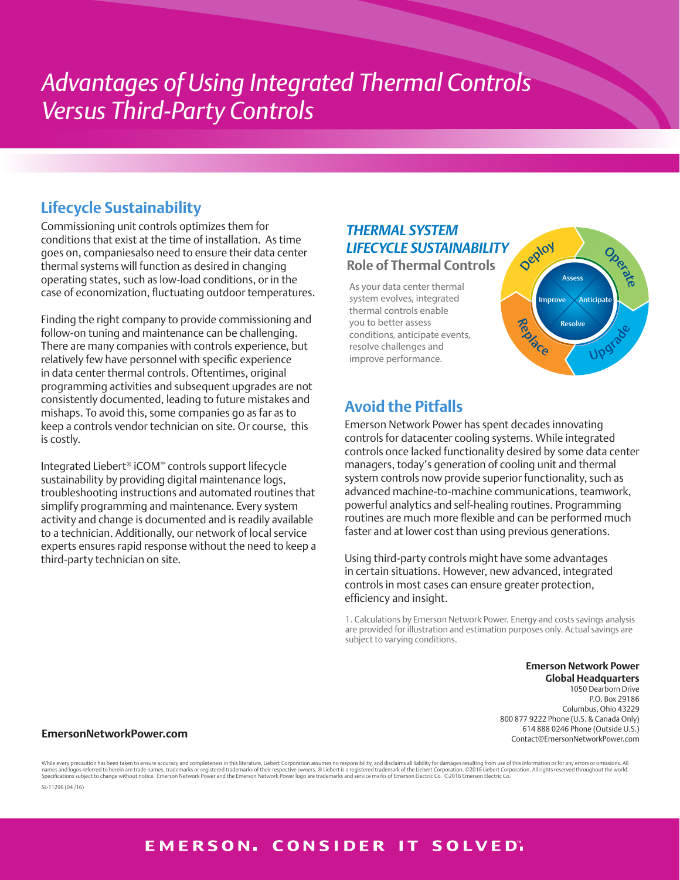# *Advantages of Using Integrated Thermal Controls Versus Third-Party Controls*

## Lifecycle Sustainability

Commissioning unit controls optimizes them for conditions that exist at the time of installation. As time goes on, companiesalso need to ensure their data center thermal systems will function as desired in changing operating states, such as low-load conditions, or in the case of economization, fluctuating outdoor temperatures.

Finding the right company to provide commissioning and follow-on tuning and maintenance can be challenging. There are many companies with controls experience, but relatively few have personnel with specific experience in data center thermal controls. Oftentimes, original programming activities and subsequent upgrades are not consistently documented, leading to future mistakes and mishaps. To avoid this, some companies go as far as to keep a controls vendor technician on site. Or course, this is costly.

Integrated Liebert® iCOM™ controls support lifecycle sustainability by providing digital maintenance logs, troubleshooting instructions and automated routines that simplify programming and maintenance. Every system activity and change is documented and is readily available to a technician. Additionally, our network of local service experts ensures rapid response without the need to keep a third-party technician on site.

### *THERMAL SYSTEM LIFECYCLE SUSTAINABILITY*

**Role of Thermal Controls**

As your data center thermal system evolves, integrated thermal controls enable you to better assess conditions, anticipate events, resolve challenges and improve performance.

Deploy
Operate
Upgrade
Replace
Assess
Anticipate
Resolve
Improve

## Avoid the Pitfalls

Emerson Network Power has spent decades innovating controls for datacenter cooling systems. While integrated controls once lacked functionality desired by some data center managers, today's generation of cooling unit and thermal system controls now provide superior functionality, such as advanced machine-to-machine communications, teamwork, powerful analytics and self-healing routines. Programming routines are much more flexible and can be performed much faster and at lower cost than using previous generations.

Using third-party controls might have some advantages in certain situations. However, new advanced, integrated controls in most cases can ensure greater protection, efficiency and insight.

1. Calculations by Emerson Network Power. Energy and costs savings analysis are provided for illustration and estimation purposes only. Actual savings are subject to varying conditions.

**Emerson Network Power**
**Global Headquarters**
1050 Dearborn Drive
P.O. Box 29186
Columbus, Ohio 43229
800 877 9222 Phone (U.S. & Canada Only)
614 888 0246 Phone (Outside U.S.)
Contact@EmersonNetworkPower.com

**EmersonNetworkPower.com**

While every precaution has been taken to ensure accuracy and completeness in this literature, Liebert Corporation assumes no responsibility, and disclaims all liability for damages resulting from use of this information or for any errors or omissions. All names and logos referred to herein are trade names, trademarks or registered trademarks of their respective owners. ® Liebert is a registered trademark of the Liebert Corporation. ©2016 Liebert Corporation. All rights reserved throughout the world. Specifications subject to change without notice. Emerson Network Power and the Emerson Network Power logo are trademarks and service marks of Emerson Electric Co. ©2016 Emerson Electric Co.

SL-11296 (04 /16)

EMERSON. CONSIDER IT SOLVED™.